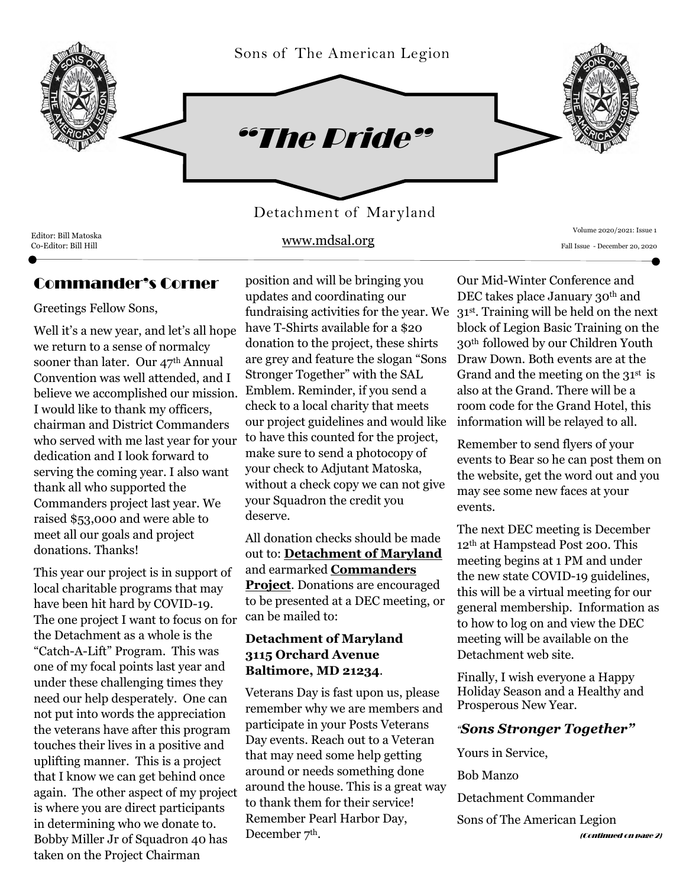Sons of The American Legion

# "The Pride"

Detachment of Maryland

Editor: Bill Matoska
Co-Editor: Bill Hill

www.mdsal.org

Volume 2020/2021: Issue 1
Fall Issue - December 20, 2020

## Commander's Corner

Greetings Fellow Sons,

Well it's a new year, and let's all hope we return to a sense of normalcy sooner than later. Our 47th Annual Convention was well attended, and I believe we accomplished our mission. I would like to thank my officers, chairman and District Commanders who served with me last year for your dedication and I look forward to serving the coming year. I also want thank all who supported the Commanders project last year. We raised $53,000 and were able to meet all our goals and project donations. Thanks!

This year our project is in support of local charitable programs that may have been hit hard by COVID-19. The one project I want to focus on for the Detachment as a whole is the "Catch-A-Lift" Program. This was one of my focal points last year and under these challenging times they need our help desperately. One can not put into words the appreciation the veterans have after this program touches their lives in a positive and uplifting manner. This is a project that I know we can get behind once again. The other aspect of my project is where you are direct participants in determining who we donate to. Bobby Miller Jr of Squadron 40 has taken on the Project Chairman position and will be bringing you updates and coordinating our fundraising activities for the year. We have T-Shirts available for a $20 donation to the project, these shirts are grey and feature the slogan "Sons Stronger Together" with the SAL Emblem. Reminder, if you send a check to a local charity that meets our project guidelines and would like to have this counted for the project, make sure to send a photocopy of your check to Adjutant Matoska, without a check copy we can not give your Squadron the credit you deserve.

All donation checks should be made out to: **Detachment of Maryland** and earmarked **Commanders Project**. Donations are encouraged to be presented at a DEC meeting, or can be mailed to:

**Detachment of Maryland**
**3115 Orchard Avenue**
**Baltimore, MD 21234**.

Veterans Day is fast upon us, please remember why we are members and participate in your Posts Veterans Day events. Reach out to a Veteran that may need some help getting around or needs something done around the house. This is a great way to thank them for their service! Remember Pearl Harbor Day, December 7th.

Our Mid-Winter Conference and DEC takes place January 30th and 31st. Training will be held on the next block of Legion Basic Training on the 30th followed by our Children Youth Draw Down. Both events are at the Grand and the meeting on the 31st is also at the Grand. There will be a room code for the Grand Hotel, this information will be relayed to all.

Remember to send flyers of your events to Bear so he can post them on the website, get the word out and you may see some new faces at your events.

The next DEC meeting is December 12th at Hampstead Post 200. This meeting begins at 1 PM and under the new state COVID-19 guidelines, this will be a virtual meeting for our general membership. Information as to how to log on and view the DEC meeting will be available on the Detachment web site.

Finally, I wish everyone a Happy Holiday Season and a Healthy and Prosperous New Year.

***"Sons Stronger Together"***

Yours in Service,

Bob Manzo

Detachment Commander

Sons of The American Legion

*(Continued on page 2)*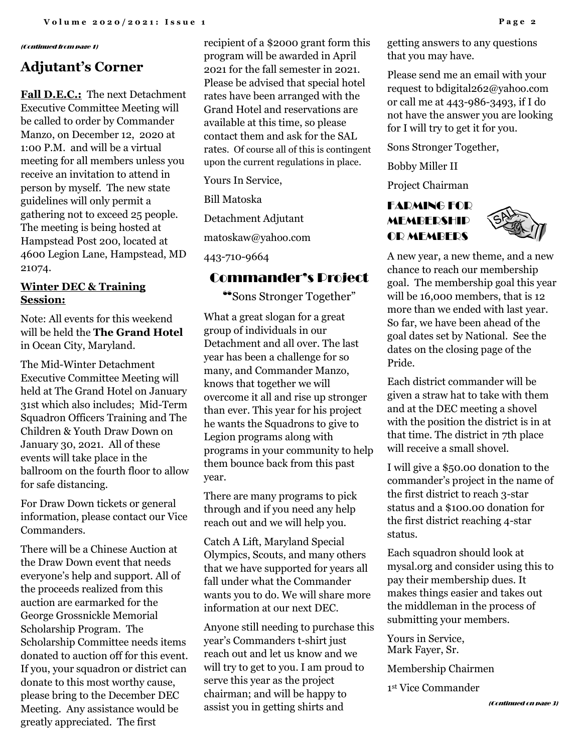(Continued from page 1)

## Adjutant's Corner

**Fall D.E.C.:** The next Detachment Executive Committee Meeting will be called to order by Commander Manzo, on December 12, 2020 at 1:00 P.M. and will be a virtual meeting for all members unless you receive an invitation to attend in person by myself. The new state guidelines will only permit a gathering not to exceed 25 people. The meeting is being hosted at Hampstead Post 200, located at 4600 Legion Lane, Hampstead, MD 21074.

**Winter DEC & Training Session:**

Note: All events for this weekend will be held the **The Grand Hotel** in Ocean City, Maryland.

The Mid-Winter Detachment Executive Committee Meeting will held at The Grand Hotel on January 31st which also includes; Mid-Term Squadron Officers Training and The Children & Youth Draw Down on January 30, 2021. All of these events will take place in the ballroom on the fourth floor to allow for safe distancing.

For Draw Down tickets or general information, please contact our Vice Commanders.

There will be a Chinese Auction at the Draw Down event that needs everyone's help and support. All of the proceeds realized from this auction are earmarked for the George Grossnickle Memorial Scholarship Program. The Scholarship Committee needs items donated to auction off for this event. If you, your squadron or district can donate to this most worthy cause, please bring to the December DEC Meeting. Any assistance would be greatly appreciated. The first recipient of a $2000 grant form this program will be awarded in April 2021 for the fall semester in 2021. Please be advised that special hotel rates have been arranged with the Grand Hotel and reservations are available at this time, so please contact them and ask for the SAL rates. Of course all of this is contingent upon the current regulations in place.

Yours In Service,

Bill Matoska

Detachment Adjutant

matoskaw@yahoo.com

443-710-9664

## Commander's Project

"Sons Stronger Together"

What a great slogan for a great group of individuals in our Detachment and all over. The last year has been a challenge for so many, and Commander Manzo, knows that together we will overcome it all and rise up stronger than ever. This year for his project he wants the Squadrons to give to Legion programs along with programs in your community to help them bounce back from this past year.

There are many programs to pick through and if you need any help reach out and we will help you.

Catch A Lift, Maryland Special Olympics, Scouts, and many others that we have supported for years all fall under what the Commander wants you to do. We will share more information at our next DEC.

Anyone still needing to purchase this year's Commanders t-shirt just reach out and let us know and we will try to get to you. I am proud to serve this year as the project chairman; and will be happy to assist you in getting shirts and getting answers to any questions that you may have.

Please send me an email with your request to bdigital262@yahoo.com or call me at 443-986-3493, if I do not have the answer you are looking for I will try to get it for you.

Sons Stronger Together,

Bobby Miller II

Project Chairman

## FARMING FOR MEMBERSHIP OR MEMBERS

A new year, a new theme, and a new chance to reach our membership goal. The membership goal this year will be 16,000 members, that is 12 more than we ended with last year. So far, we have been ahead of the goal dates set by National. See the dates on the closing page of the Pride.

Each district commander will be given a straw hat to take with them and at the DEC meeting a shovel with the position the district is in at that time. The district in 7th place will receive a small shovel.

I will give a $50.00 donation to the commander's project in the name of the first district to reach 3-star status and a $100.00 donation for the first district reaching 4-star status.

Each squadron should look at mysal.org and consider using this to pay their membership dues. It makes things easier and takes out the middleman in the process of submitting your members.

Yours in Service,
Mark Fayer, Sr.

Membership Chairmen

1st Vice Commander

(Continued on page 3)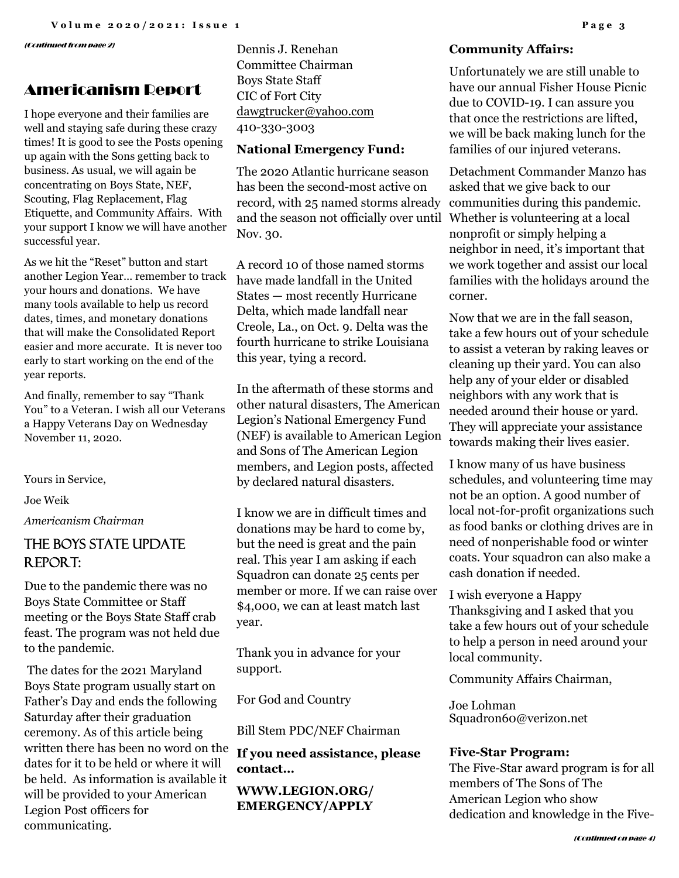*(Continued from page 2)*

## Americanism Report

I hope everyone and their families are well and staying safe during these crazy times! It is good to see the Posts opening up again with the Sons getting back to business. As usual, we will again be concentrating on Boys State, NEF, Scouting, Flag Replacement, Flag Etiquette, and Community Affairs. With your support I know we will have another successful year.

As we hit the "Reset" button and start another Legion Year… remember to track your hours and donations. We have many tools available to help us record dates, times, and monetary donations that will make the Consolidated Report easier and more accurate. It is never too early to start working on the end of the year reports.

And finally, remember to say "Thank You" to a Veteran. I wish all our Veterans a Happy Veterans Day on Wednesday November 11, 2020.

Yours in Service,

Joe Weik

*Americanism Chairman*

## The Boys State Update Report:

Due to the pandemic there was no Boys State Committee or Staff meeting or the Boys State Staff crab feast. The program was not held due to the pandemic.

The dates for the 2021 Maryland Boys State program usually start on Father's Day and ends the following Saturday after their graduation ceremony. As of this article being written there has been no word on the dates for it to be held or where it will be held. As information is available it will be provided to your American Legion Post officers for communicating.

Dennis J. Renehan
Committee Chairman
Boys State Staff
CIC of Fort City
dawgtrucker@yahoo.com
410-330-3003

**National Emergency Fund:**

The 2020 Atlantic hurricane season has been the second-most active on record, with 25 named storms already and the season not officially over until Nov. 30.

A record 10 of those named storms have made landfall in the United States — most recently Hurricane Delta, which made landfall near Creole, La., on Oct. 9. Delta was the fourth hurricane to strike Louisiana this year, tying a record.

In the aftermath of these storms and other natural disasters, The American Legion's National Emergency Fund (NEF) is available to American Legion and Sons of The American Legion members, and Legion posts, affected by declared natural disasters.

I know we are in difficult times and donations may be hard to come by, but the need is great and the pain real. This year I am asking if each Squadron can donate 25 cents per member or more. If we can raise over $4,000, we can at least match last year.

Thank you in advance for your support.

For God and Country

Bill Stem PDC/NEF Chairman

**If you need assistance, please contact…**

**WWW.LEGION.ORG/EMERGENCY/APPLY**

**Community Affairs:**

Unfortunately we are still unable to have our annual Fisher House Picnic due to COVID-19. I can assure you that once the restrictions are lifted, we will be back making lunch for the families of our injured veterans.

Detachment Commander Manzo has asked that we give back to our communities during this pandemic. Whether is volunteering at a local nonprofit or simply helping a neighbor in need, it's important that we work together and assist our local families with the holidays around the corner.

Now that we are in the fall season, take a few hours out of your schedule to assist a veteran by raking leaves or cleaning up their yard. You can also help any of your elder or disabled neighbors with any work that is needed around their house or yard. They will appreciate your assistance towards making their lives easier.

I know many of us have business schedules, and volunteering time may not be an option. A good number of local not-for-profit organizations such as food banks or clothing drives are in need of nonperishable food or winter coats. Your squadron can also make a cash donation if needed.

I wish everyone a Happy Thanksgiving and I asked that you take a few hours out of your schedule to help a person in need around your local community.

Community Affairs Chairman,

Joe Lohman
Squadron60@verizon.net

**Five-Star Program:**
The Five-Star award program is for all members of The Sons of The American Legion who show dedication and knowledge in the Five-

*(Continued on page 4)*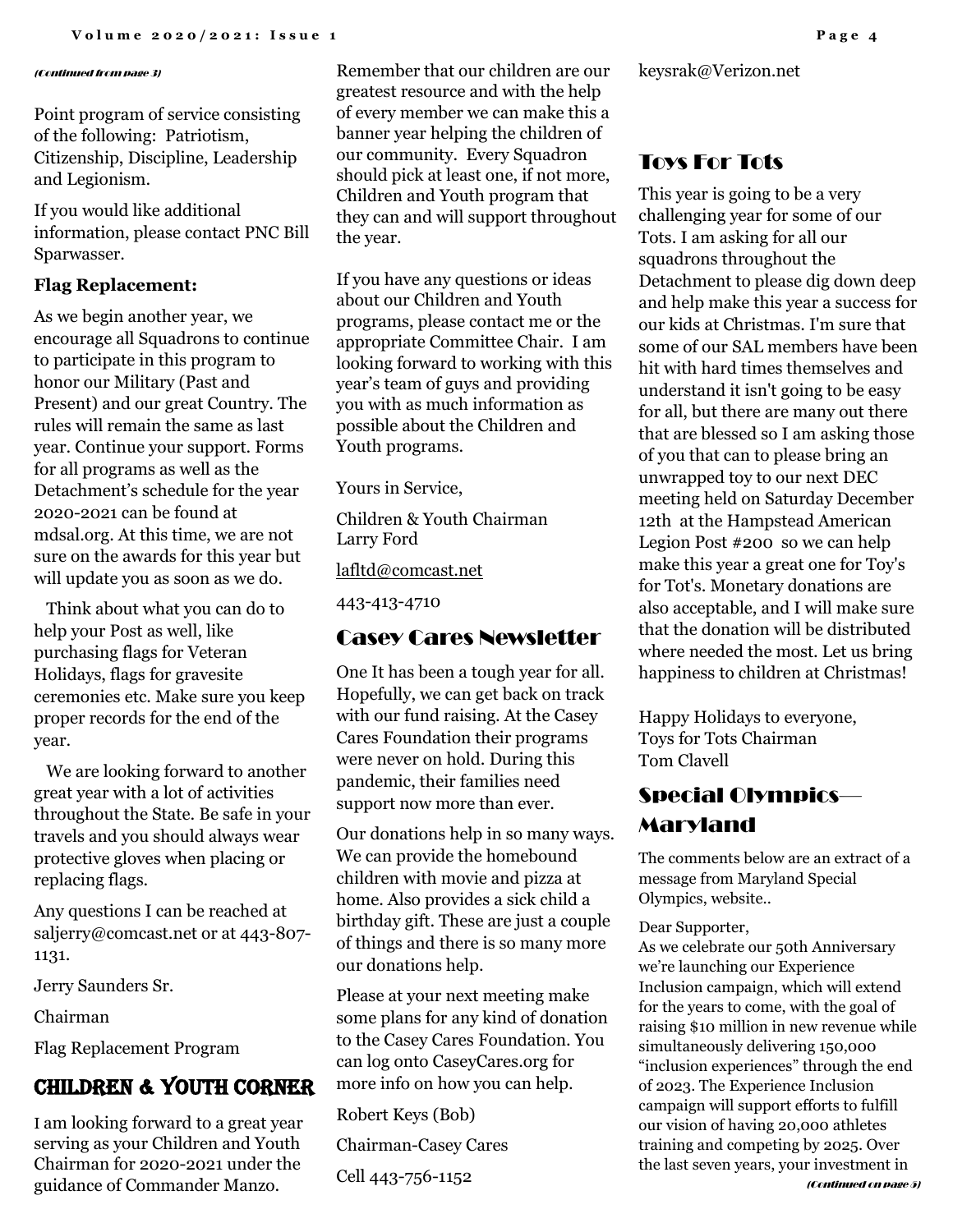*(Continued from page 3)*

Point program of service consisting of the following: Patriotism, Citizenship, Discipline, Leadership and Legionism.

If you would like additional information, please contact PNC Bill Sparwasser.

**Flag Replacement:**

As we begin another year, we encourage all Squadrons to continue to participate in this program to honor our Military (Past and Present) and our great Country. The rules will remain the same as last year. Continue your support. Forms for all programs as well as the Detachment's schedule for the year 2020-2021 can be found at mdsal.org. At this time, we are not sure on the awards for this year but will update you as soon as we do.

Think about what you can do to help your Post as well, like purchasing flags for Veteran Holidays, flags for gravesite ceremonies etc. Make sure you keep proper records for the end of the year.

We are looking forward to another great year with a lot of activities throughout the State. Be safe in your travels and you should always wear protective gloves when placing or replacing flags.

Any questions I can be reached at saljerry@comcast.net or at 443-807-1131.

Jerry Saunders Sr.

Chairman

Flag Replacement Program

## CHILDREN & YOUTH CORNER

I am looking forward to a great year serving as your Children and Youth Chairman for 2020-2021 under the guidance of Commander Manzo. Remember that our children are our greatest resource and with the help of every member we can make this a banner year helping the children of our community. Every Squadron should pick at least one, if not more, Children and Youth program that they can and will support throughout the year.

If you have any questions or ideas about our Children and Youth programs, please contact me or the appropriate Committee Chair. I am looking forward to working with this year's team of guys and providing you with as much information as possible about the Children and Youth programs.

Yours in Service,

Children & Youth Chairman
Larry Ford

lafltd@comcast.net

443-413-4710

## Casey Cares Newsletter

One It has been a tough year for all. Hopefully, we can get back on track with our fund raising. At the Casey Cares Foundation their programs were never on hold. During this pandemic, their families need support now more than ever.

Our donations help in so many ways. We can provide the homebound children with movie and pizza at home. Also provides a sick child a birthday gift. These are just a couple of things and there is so many more our donations help.

Please at your next meeting make some plans for any kind of donation to the Casey Cares Foundation. You can log onto CaseyCares.org for more info on how you can help.

Robert Keys (Bob)

Chairman-Casey Cares

Cell 443-756-1152

keysrak@Verizon.net

## Toys For Tots

This year is going to be a very challenging year for some of our Tots. I am asking for all our squadrons throughout the Detachment to please dig down deep and help make this year a success for our kids at Christmas. I'm sure that some of our SAL members have been hit with hard times themselves and understand it isn't going to be easy for all, but there are many out there that are blessed so I am asking those of you that can to please bring an unwrapped toy to our next DEC meeting held on Saturday December 12th at the Hampstead American Legion Post #200 so we can help make this year a great one for Toy's for Tot's. Monetary donations are also acceptable, and I will make sure that the donation will be distributed where needed the most. Let us bring happiness to children at Christmas!

Happy Holidays to everyone,
Toys for Tots Chairman
Tom Clavell

## Special Olympics—Maryland

The comments below are an extract of a message from Maryland Special Olympics, website..

Dear Supporter,
As we celebrate our 50th Anniversary we're launching our Experience Inclusion campaign, which will extend for the years to come, with the goal of raising $10 million in new revenue while simultaneously delivering 150,000 "inclusion experiences" through the end of 2023. The Experience Inclusion campaign will support efforts to fulfill our vision of having 20,000 athletes training and competing by 2025. Over the last seven years, your investment in

*(Continued on page 5)*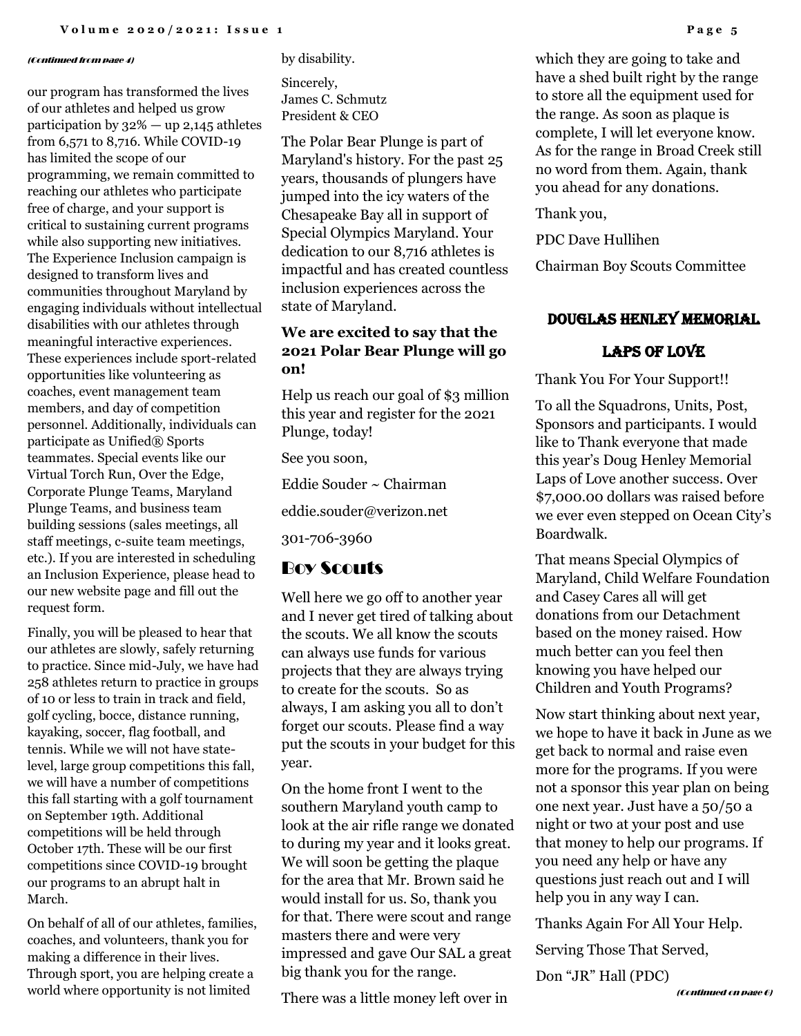*(Continued from page 4)*

our program has transformed the lives of our athletes and helped us grow participation by 32% — up 2,145 athletes from 6,571 to 8,716. While COVID-19 has limited the scope of our programming, we remain committed to reaching our athletes who participate free of charge, and your support is critical to sustaining current programs while also supporting new initiatives. The Experience Inclusion campaign is designed to transform lives and communities throughout Maryland by engaging individuals without intellectual disabilities with our athletes through meaningful interactive experiences. These experiences include sport-related opportunities like volunteering as coaches, event management team members, and day of competition personnel. Additionally, individuals can participate as Unified® Sports teammates. Special events like our Virtual Torch Run, Over the Edge, Corporate Plunge Teams, Maryland Plunge Teams, and business team building sessions (sales meetings, all staff meetings, c-suite team meetings, etc.). If you are interested in scheduling an Inclusion Experience, please head to our new website page and fill out the request form.

Finally, you will be pleased to hear that our athletes are slowly, safely returning to practice. Since mid-July, we have had 258 athletes return to practice in groups of 10 or less to train in track and field, golf cycling, bocce, distance running, kayaking, soccer, flag football, and tennis. While we will not have state-level, large group competitions this fall, we will have a number of competitions this fall starting with a golf tournament on September 19th. Additional competitions will be held through October 17th. These will be our first competitions since COVID-19 brought our programs to an abrupt halt in March.

On behalf of all of our athletes, families, coaches, and volunteers, thank you for making a difference in their lives. Through sport, you are helping create a world where opportunity is not limited by disability.

Sincerely,
James C. Schmutz
President & CEO

The Polar Bear Plunge is part of Maryland's history. For the past 25 years, thousands of plungers have jumped into the icy waters of the Chesapeake Bay all in support of Special Olympics Maryland. Your dedication to our 8,716 athletes is impactful and has created countless inclusion experiences across the state of Maryland.

**We are excited to say that the 2021 Polar Bear Plunge will go on!**

Help us reach our goal of $3 million this year and register for the 2021 Plunge, today!

See you soon,

Eddie Souder ~ Chairman

eddie.souder@verizon.net

301-706-3960

## Boy Scouts

Well here we go off to another year and I never get tired of talking about the scouts. We all know the scouts can always use funds for various projects that they are always trying to create for the scouts. So as always, I am asking you all to don't forget our scouts. Please find a way put the scouts in your budget for this year.

On the home front I went to the southern Maryland youth camp to look at the air rifle range we donated to during my year and it looks great. We will soon be getting the plaque for the area that Mr. Brown said he would install for us. So, thank you for that. There were scout and range masters there and were very impressed and gave Our SAL a great big thank you for the range.

There was a little money left over in which they are going to take and have a shed built right by the range to store all the equipment used for the range. As soon as plaque is complete, I will let everyone know. As for the range in Broad Creek still no word from them. Again, thank you ahead for any donations.

Thank you,

PDC Dave Hullihen

Chairman Boy Scouts Committee

## Douglas Henley Memorial Laps of Love

Thank You For Your Support!!

To all the Squadrons, Units, Post, Sponsors and participants. I would like to Thank everyone that made this year's Doug Henley Memorial Laps of Love another success. Over $7,000.00 dollars was raised before we ever even stepped on Ocean City's Boardwalk.

That means Special Olympics of Maryland, Child Welfare Foundation and Casey Cares all will get donations from our Detachment based on the money raised. How much better can you feel then knowing you have helped our Children and Youth Programs?

Now start thinking about next year, we hope to have it back in June as we get back to normal and raise even more for the programs. If you were not a sponsor this year plan on being one next year. Just have a 50/50 a night or two at your post and use that money to help our programs. If you need any help or have any questions just reach out and I will help you in any way I can.

Thanks Again For All Your Help.

Serving Those That Served,

Don "JR" Hall (PDC)

*(Continued on page 6)*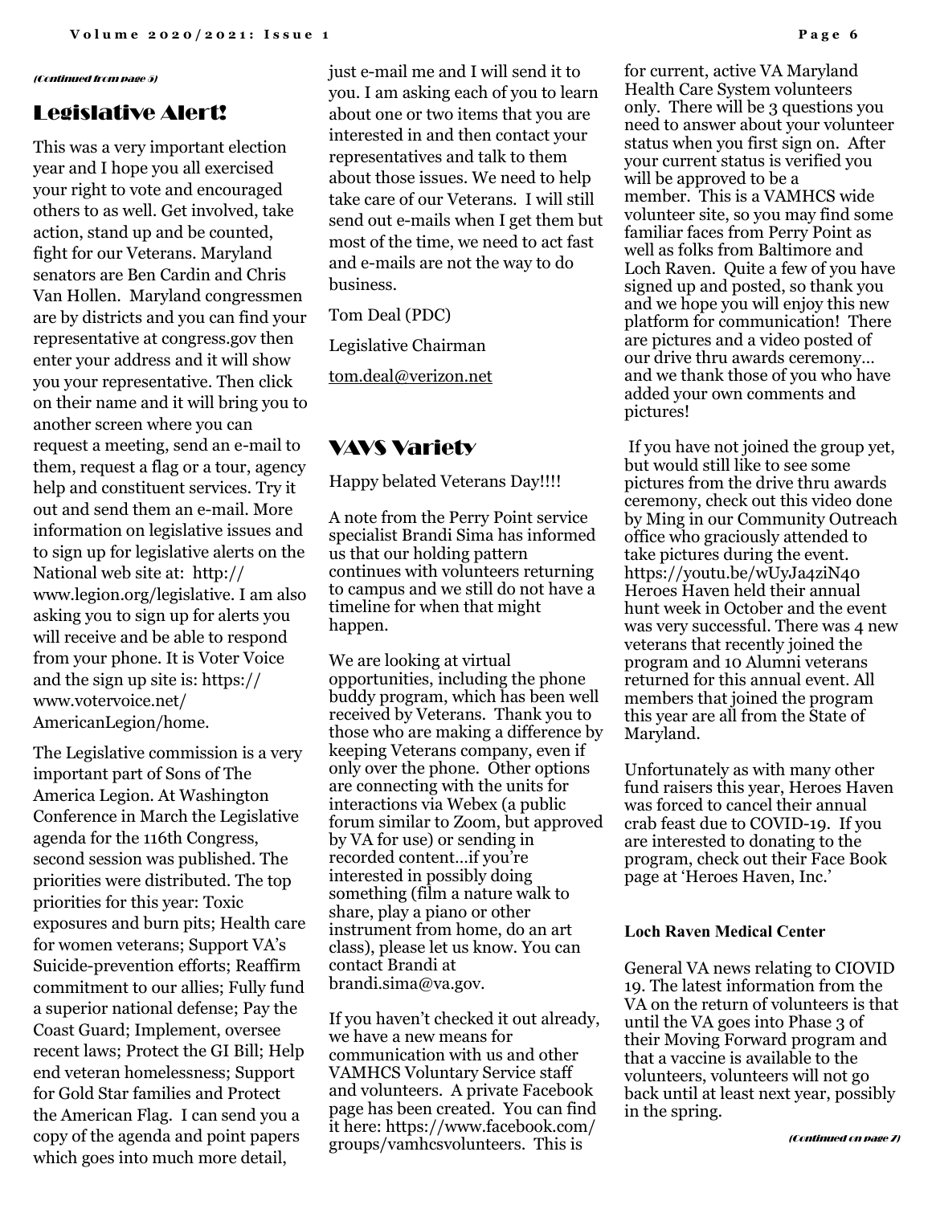*(Continued from page 5)*

## Legislative Alert!

This was a very important election year and I hope you all exercised your right to vote and encouraged others to as well. Get involved, take action, stand up and be counted, fight for our Veterans. Maryland senators are Ben Cardin and Chris Van Hollen. Maryland congressmen are by districts and you can find your representative at congress.gov then enter your address and it will show you your representative. Then click on their name and it will bring you to another screen where you can request a meeting, send an e-mail to them, request a flag or a tour, agency help and constituent services. Try it out and send them an e-mail. More information on legislative issues and to sign up for legislative alerts on the National web site at: http://www.legion.org/legislative. I am also asking you to sign up for alerts you will receive and be able to respond from your phone. It is Voter Voice and the sign up site is: https://www.votervoice.net/AmericanLegion/home.

The Legislative commission is a very important part of Sons of The America Legion. At Washington Conference in March the Legislative agenda for the 116th Congress, second session was published. The priorities were distributed. The top priorities for this year: Toxic exposures and burn pits; Health care for women veterans; Support VA's Suicide-prevention efforts; Reaffirm commitment to our allies; Fully fund a superior national defense; Pay the Coast Guard; Implement, oversee recent laws; Protect the GI Bill; Help end veteran homelessness; Support for Gold Star families and Protect the American Flag. I can send you a copy of the agenda and point papers which goes into much more detail, just e-mail me and I will send it to you. I am asking each of you to learn about one or two items that you are interested in and then contact your representatives and talk to them about those issues. We need to help take care of our Veterans. I will still send out e-mails when I get them but most of the time, we need to act fast and e-mails are not the way to do business.

Tom Deal (PDC)

Legislative Chairman

tom.deal@verizon.net

## VAVS Variety

Happy belated Veterans Day!!!!

A note from the Perry Point service specialist Brandi Sima has informed us that our holding pattern continues with volunteers returning to campus and we still do not have a timeline for when that might happen.

We are looking at virtual opportunities, including the phone buddy program, which has been well received by Veterans. Thank you to those who are making a difference by keeping Veterans company, even if only over the phone. Other options are connecting with the units for interactions via Webex (a public forum similar to Zoom, but approved by VA for use) or sending in recorded content…if you're interested in possibly doing something (film a nature walk to share, play a piano or other instrument from home, do an art class), please let us know. You can contact Brandi at brandi.sima@va.gov.

If you haven't checked it out already, we have a new means for communication with us and other VAMHCS Voluntary Service staff and volunteers. A private Facebook page has been created. You can find it here: https://www.facebook.com/groups/vamhcsvolunteers. This is for current, active VA Maryland Health Care System volunteers only. There will be 3 questions you need to answer about your volunteer status when you first sign on. After your current status is verified you will be approved to be a member. This is a VAMHCS wide volunteer site, so you may find some familiar faces from Perry Point as well as folks from Baltimore and Loch Raven. Quite a few of you have signed up and posted, so thank you and we hope you will enjoy this new platform for communication! There are pictures and a video posted of our drive thru awards ceremony… and we thank those of you who have added your own comments and pictures!

If you have not joined the group yet, but would still like to see some pictures from the drive thru awards ceremony, check out this video done by Ming in our Community Outreach office who graciously attended to take pictures during the event. https://youtu.be/wUyJa4ziN40 Heroes Haven held their annual hunt week in October and the event was very successful. There was 4 new veterans that recently joined the program and 10 Alumni veterans returned for this annual event. All members that joined the program this year are all from the State of Maryland.

Unfortunately as with many other fund raisers this year, Heroes Haven was forced to cancel their annual crab feast due to COVID-19. If you are interested to donating to the program, check out their Face Book page at 'Heroes Haven, Inc.'

**Loch Raven Medical Center**

General VA news relating to CIOVID 19. The latest information from the VA on the return of volunteers is that until the VA goes into Phase 3 of their Moving Forward program and that a vaccine is available to the volunteers, volunteers will not go back until at least next year, possibly in the spring.

*(Continued on page 7)*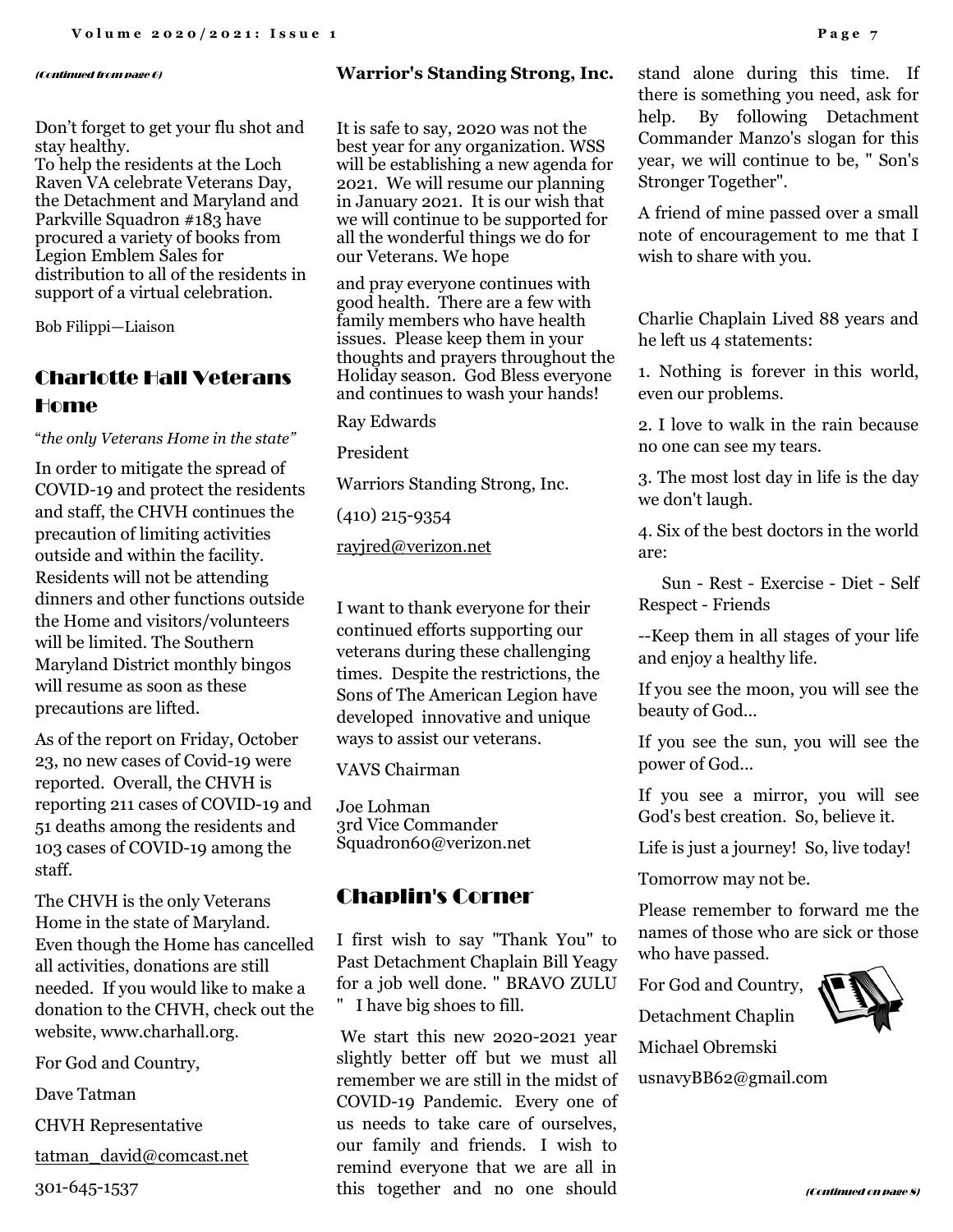*(Continued from page 6)*

Don't forget to get your flu shot and stay healthy.
To help the residents at the Loch Raven VA celebrate Veterans Day, the Detachment and Maryland and Parkville Squadron #183 have procured a variety of books from Legion Emblem Sales for distribution to all of the residents in support of a virtual celebration.

Bob Filippi—Liaison

## Charlotte Hall Veterans Home

"*the only Veterans Home in the state"*

In order to mitigate the spread of COVID-19 and protect the residents and staff, the CHVH continues the precaution of limiting activities outside and within the facility. Residents will not be attending dinners and other functions outside the Home and visitors/volunteers will be limited. The Southern Maryland District monthly bingos will resume as soon as these precautions are lifted.

As of the report on Friday, October 23, no new cases of Covid-19 were reported. Overall, the CHVH is reporting 211 cases of COVID-19 and 51 deaths among the residents and 103 cases of COVID-19 among the staff.

The CHVH is the only Veterans Home in the state of Maryland. Even though the Home has cancelled all activities, donations are still needed. If you would like to make a donation to the CHVH, check out the website, www.charhall.org.

For God and Country,

Dave Tatman

CHVH Representative

tatman_david@comcast.net

301-645-1537

**Warrior's Standing Strong, Inc.**

It is safe to say, 2020 was not the best year for any organization. WSS will be establishing a new agenda for 2021. We will resume our planning in January 2021. It is our wish that we will continue to be supported for all the wonderful things we do for our Veterans. We hope

and pray everyone continues with good health. There are a few with family members who have health issues. Please keep them in your thoughts and prayers throughout the Holiday season. God Bless everyone and continues to wash your hands!

Ray Edwards

President

Warriors Standing Strong, Inc.

(410) 215-9354

rayjred@verizon.net

I want to thank everyone for their continued efforts supporting our veterans during these challenging times. Despite the restrictions, the Sons of The American Legion have developed innovative and unique ways to assist our veterans.

VAVS Chairman

Joe Lohman
3rd Vice Commander
Squadron60@verizon.net

## Chaplin's Corner

I first wish to say "Thank You" to Past Detachment Chaplain Bill Yeagy for a job well done. " BRAVO ZULU " I have big shoes to fill.

We start this new 2020-2021 year slightly better off but we must all remember we are still in the midst of COVID-19 Pandemic. Every one of us needs to take care of ourselves, our family and friends. I wish to remind everyone that we are all in this together and no one should stand alone during this time. If there is something you need, ask for help. By following Detachment Commander Manzo's slogan for this year, we will continue to be, " Son's Stronger Together".

A friend of mine passed over a small note of encouragement to me that I wish to share with you.

Charlie Chaplain Lived 88 years and he left us 4 statements:

1. Nothing is forever in this world, even our problems.

2. I love to walk in the rain because no one can see my tears.

3. The most lost day in life is the day we don't laugh.

4. Six of the best doctors in the world are:

Sun - Rest - Exercise - Diet - Self Respect - Friends

--Keep them in all stages of your life and enjoy a healthy life.

If you see the moon, you will see the beauty of God...

If you see the sun, you will see the power of God...

If you see a mirror, you will see God's best creation. So, believe it.

Life is just a journey! So, live today!

Tomorrow may not be.

Please remember to forward me the names of those who are sick or those who have passed.

For God and Country,

Detachment Chaplin

Michael Obremski

usnavyBB62@gmail.com

*(Continued on page 8)*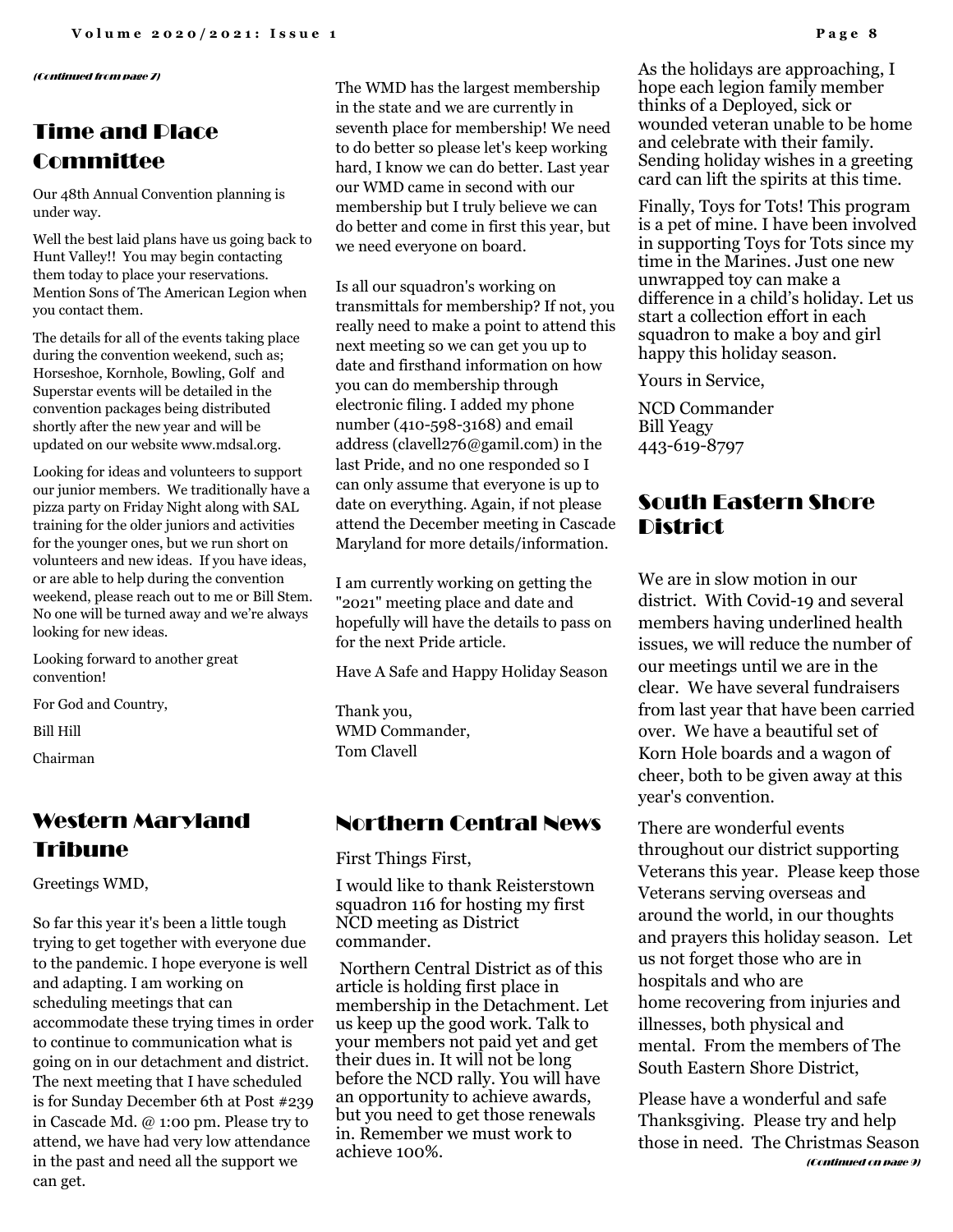*(Continued from page 7)*

## Time and Place Committee

Our 48th Annual Convention planning is under way.

Well the best laid plans have us going back to Hunt Valley!! You may begin contacting them today to place your reservations. Mention Sons of The American Legion when you contact them.

The details for all of the events taking place during the convention weekend, such as; Horseshoe, Kornhole, Bowling, Golf and Superstar events will be detailed in the convention packages being distributed shortly after the new year and will be updated on our website www.mdsal.org.

Looking for ideas and volunteers to support our junior members. We traditionally have a pizza party on Friday Night along with SAL training for the older juniors and activities for the younger ones, but we run short on volunteers and new ideas. If you have ideas, or are able to help during the convention weekend, please reach out to me or Bill Stem. No one will be turned away and we're always looking for new ideas.

Looking forward to another great convention!

For God and Country,

Bill Hill

Chairman

## Western Maryland Tribune

Greetings WMD,

So far this year it's been a little tough trying to get together with everyone due to the pandemic. I hope everyone is well and adapting. I am working on scheduling meetings that can accommodate these trying times in order to continue to communication what is going on in our detachment and district. The next meeting that I have scheduled is for Sunday December 6th at Post #239 in Cascade Md. @ 1:00 pm. Please try to attend, we have had very low attendance in the past and need all the support we can get.

The WMD has the largest membership in the state and we are currently in seventh place for membership! We need to do better so please let's keep working hard, I know we can do better. Last year our WMD came in second with our membership but I truly believe we can do better and come in first this year, but we need everyone on board.

Is all our squadron's working on transmittals for membership? If not, you really need to make a point to attend this next meeting so we can get you up to date and firsthand information on how you can do membership through electronic filing. I added my phone number (410-598-3168) and email address (clavell276@gamil.com) in the last Pride, and no one responded so I can only assume that everyone is up to date on everything. Again, if not please attend the December meeting in Cascade Maryland for more details/information.

I am currently working on getting the "2021" meeting place and date and hopefully will have the details to pass on for the next Pride article.

Have A Safe and Happy Holiday Season

Thank you,
WMD Commander,
Tom Clavell

## Northern Central News

First Things First,

I would like to thank Reisterstown squadron 116 for hosting my first NCD meeting as District commander.

Northern Central District as of this article is holding first place in membership in the Detachment. Let us keep up the good work. Talk to your members not paid yet and get their dues in. It will not be long before the NCD rally. You will have an opportunity to achieve awards, but you need to get those renewals in. Remember we must work to achieve 100%.

As the holidays are approaching, I hope each legion family member thinks of a Deployed, sick or wounded veteran unable to be home and celebrate with their family. Sending holiday wishes in a greeting card can lift the spirits at this time.

Finally, Toys for Tots! This program is a pet of mine. I have been involved in supporting Toys for Tots since my time in the Marines. Just one new unwrapped toy can make a difference in a child's holiday. Let us start a collection effort in each squadron to make a boy and girl happy this holiday season.

Yours in Service,

NCD Commander
Bill Yeagy
443-619-8797

## South Eastern Shore District

We are in slow motion in our district. With Covid-19 and several members having underlined health issues, we will reduce the number of our meetings until we are in the clear. We have several fundraisers from last year that have been carried over. We have a beautiful set of Korn Hole boards and a wagon of cheer, both to be given away at this year's convention.

There are wonderful events throughout our district supporting Veterans this year. Please keep those Veterans serving overseas and around the world, in our thoughts and prayers this holiday season. Let us not forget those who are in hospitals and who are home recovering from injuries and illnesses, both physical and mental. From the members of The South Eastern Shore District,

Please have a wonderful and safe Thanksgiving. Please try and help those in need. The Christmas Season

*(Continued on page 9)*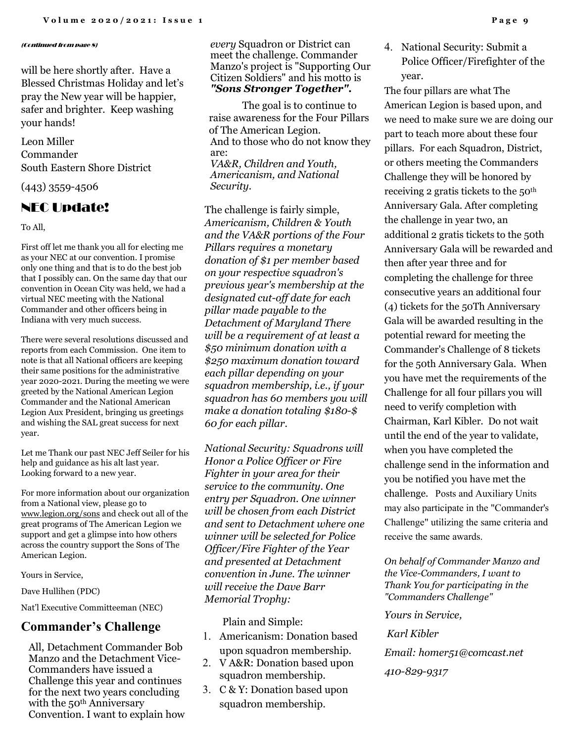*(Continued from page 8)*

will be here shortly after. Have a Blessed Christmas Holiday and let's pray the New year will be happier, safer and brighter. Keep washing your hands!

Leon Miller
Commander
South Eastern Shore District

(443) 3559-4506

## NEC Update!

To All,

First off let me thank you all for electing me as your NEC at our convention. I promise only one thing and that is to do the best job that I possibly can. On the same day that our convention in Ocean City was held, we had a virtual NEC meeting with the National Commander and other officers being in Indiana with very much success.

There were several resolutions discussed and reports from each Commission. One item to note is that all National officers are keeping their same positions for the administrative year 2020-2021. During the meeting we were greeted by the National American Legion Commander and the National American Legion Aux President, bringing us greetings and wishing the SAL great success for next year.

Let me Thank our past NEC Jeff Seiler for his help and guidance as his alt last year. Looking forward to a new year.

For more information about our organization from a National view, please go to www.legion.org/sons and check out all of the great programs of The American Legion we support and get a glimpse into how others across the country support the Sons of The American Legion.

Yours in Service,

Dave Hullihen (PDC)

Nat'l Executive Committeeman (NEC)

## Commander's Challenge

All, Detachment Commander Bob Manzo and the Detachment Vice-Commanders have issued a Challenge this year and continues for the next two years concluding with the 50th Anniversary Convention. I want to explain how *every* Squadron or District can meet the challenge. Commander Manzo's project is "Supporting Our Citizen Soldiers" and his motto is ***"Sons Stronger Together".***

The goal is to continue to raise awareness for the Four Pillars of The American Legion.
And to those who do not know they are:
*VA&R, Children and Youth, Americanism, and National Security.*

The challenge is fairly simple, *Americanism, Children & Youth and the VA&R portions of the Four Pillars requires a monetary donation of $1 per member based on your respective squadron's previous year's membership at the designated cut-off date for each pillar made payable to the Detachment of Maryland There will be a requirement of at least a $50 minimum donation with a $250 maximum donation toward each pillar depending on your squadron membership, i.e., if your squadron has 60 members you will make a donation totaling $180-$ 60 for each pillar.*

*National Security: Squadrons will Honor a Police Officer or Fire Fighter in your area for their service to the community. One entry per Squadron. One winner will be chosen from each District and sent to Detachment where one winner will be selected for Police Officer/Fire Fighter of the Year and presented at Detachment convention in June. The winner will receive the Dave Barr Memorial Trophy:*

Plain and Simple:

1. Americanism: Donation based upon squadron membership.
2. V A&R: Donation based upon squadron membership.
3. C & Y: Donation based upon squadron membership.
4. National Security: Submit a Police Officer/Firefighter of the year.

The four pillars are what The American Legion is based upon, and we need to make sure we are doing our part to teach more about these four pillars. For each Squadron, District, or others meeting the Commanders Challenge they will be honored by receiving 2 gratis tickets to the 50th Anniversary Gala. After completing the challenge in year two, an additional 2 gratis tickets to the 50th Anniversary Gala will be rewarded and then after year three and for completing the challenge for three consecutive years an additional four (4) tickets for the 50Th Anniversary Gala will be awarded resulting in the potential reward for meeting the Commander's Challenge of 8 tickets for the 50th Anniversary Gala. When you have met the requirements of the Challenge for all four pillars you will need to verify completion with Chairman, Karl Kibler. Do not wait until the end of the year to validate, when you have completed the challenge send in the information and you be notified you have met the challenge. Posts and Auxiliary Units may also participate in the "Commander's Challenge" utilizing the same criteria and receive the same awards.

*On behalf of Commander Manzo and the Vice-Commanders, I want to Thank You for participating in the "Commanders Challenge"*

*Yours in Service,*

*Karl Kibler*

*Email: homer51@comcast.net*

*410-829-9317*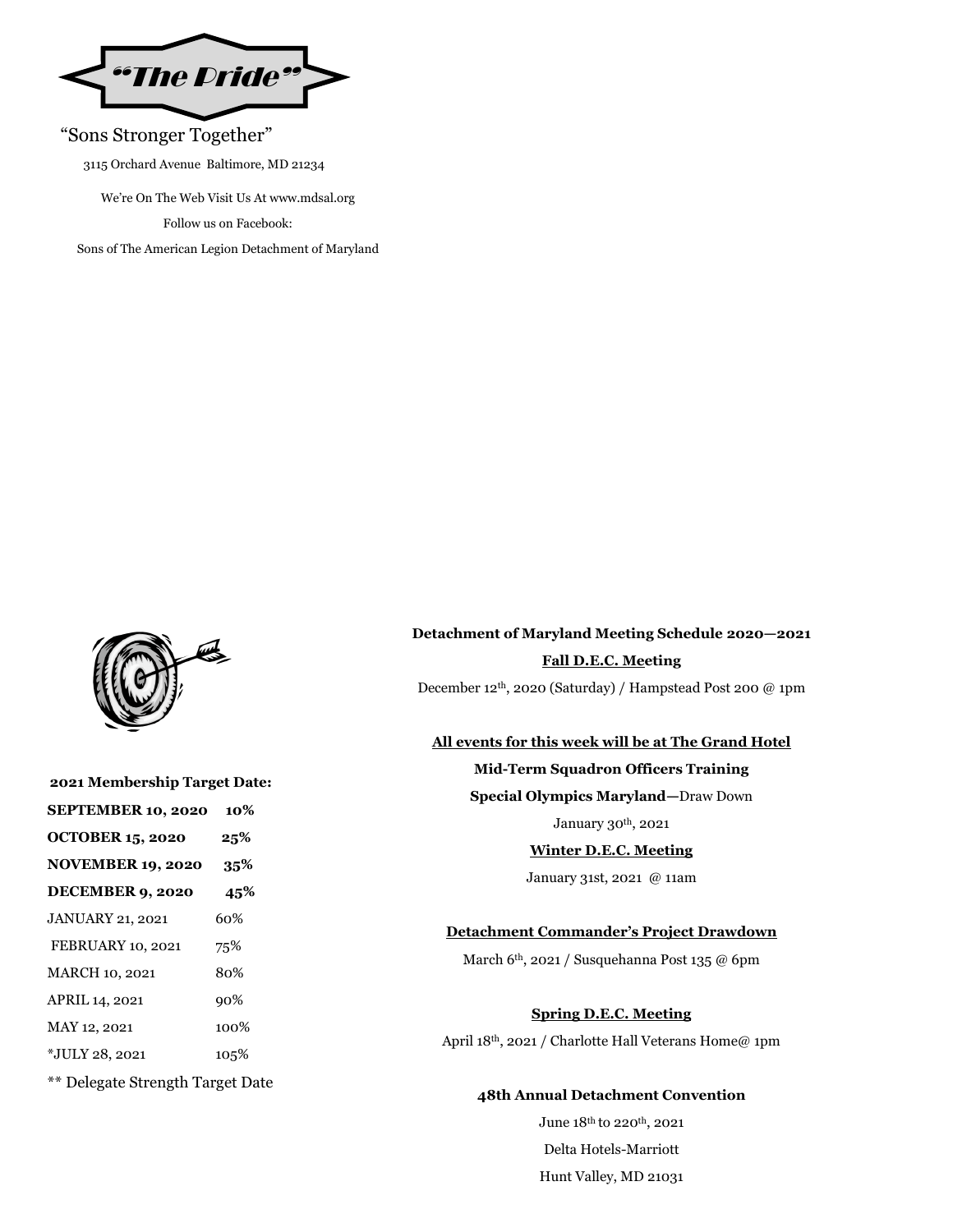# "The Pride"

"Sons Stronger Together"

3115 Orchard Avenue Baltimore, MD 21234

We're On The Web Visit Us At www.mdsal.org

Follow us on Facebook:

Sons of The American Legion Detachment of Maryland

**2021 Membership Target Date:**

| | |
|---|---|
| **SEPTEMBER 10, 2020** | **10%** |
| **OCTOBER 15, 2020** | **25%** |
| **NOVEMBER 19, 2020** | **35%** |
| **DECEMBER 9, 2020** | **45%** |
| JANUARY 21, 2021 | 60% |
| FEBRUARY 10, 2021 | 75% |
| MARCH 10, 2021 | 80% |
| APRIL 14, 2021 | 90% |
| MAY 12, 2021 | 100% |
| *JULY 28, 2021 | 105% |

** Delegate Strength Target Date

**Detachment of Maryland Meeting Schedule 2020—2021**

**Fall D.E.C. Meeting**

December 12th, 2020 (Saturday) / Hampstead Post 200 @ 1pm

**All events for this week will be at The Grand Hotel**

**Mid-Term Squadron Officers Training**

**Special Olympics Maryland**—Draw Down

January 30th, 2021

**Winter D.E.C. Meeting**

January 31st, 2021 @ 11am

**Detachment Commander's Project Drawdown**

March 6th, 2021 / Susquehanna Post 135 @ 6pm

**Spring D.E.C. Meeting**

April 18th, 2021 / Charlotte Hall Veterans Home@ 1pm

**48th Annual Detachment Convention**

June 18th to 220th, 2021

Delta Hotels-Marriott

Hunt Valley, MD 21031